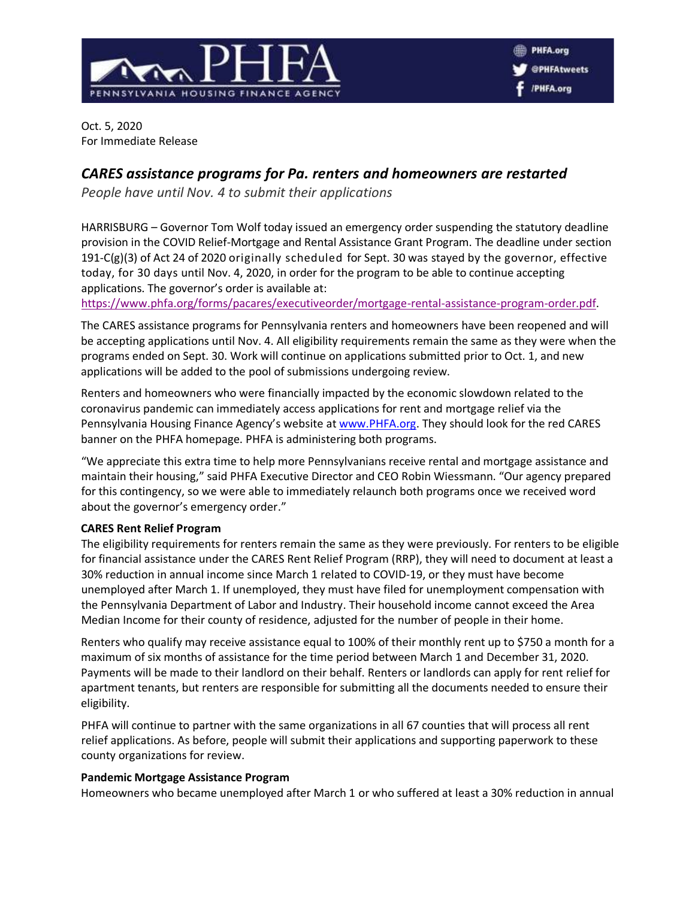Oct. 5, 2020
For Immediate Release

# *CARES assistance programs for Pa. renters and homeowners are restarted*

*People have until Nov. 4 to submit their applications*

HARRISBURG – Governor Tom Wolf today issued an emergency order suspending the statutory deadline provision in the COVID Relief-Mortgage and Rental Assistance Grant Program. The deadline under section 191-C(g)(3) of Act 24 of 2020 originally scheduled for Sept. 30 was stayed by the governor, effective today, for 30 days until Nov. 4, 2020, in order for the program to be able to continue accepting applications. The governor's order is available at: https://www.phfa.org/forms/pacares/executiveorder/mortgage-rental-assistance-program-order.pdf.

The CARES assistance programs for Pennsylvania renters and homeowners have been reopened and will be accepting applications until Nov. 4. All eligibility requirements remain the same as they were when the programs ended on Sept. 30. Work will continue on applications submitted prior to Oct. 1, and new applications will be added to the pool of submissions undergoing review.

Renters and homeowners who were financially impacted by the economic slowdown related to the coronavirus pandemic can immediately access applications for rent and mortgage relief via the Pennsylvania Housing Finance Agency's website at www.PHFA.org. They should look for the red CARES banner on the PHFA homepage. PHFA is administering both programs.

"We appreciate this extra time to help more Pennsylvanians receive rental and mortgage assistance and maintain their housing," said PHFA Executive Director and CEO Robin Wiessmann. "Our agency prepared for this contingency, so we were able to immediately relaunch both programs once we received word about the governor's emergency order."

**CARES Rent Relief Program**

The eligibility requirements for renters remain the same as they were previously. For renters to be eligible for financial assistance under the CARES Rent Relief Program (RRP), they will need to document at least a 30% reduction in annual income since March 1 related to COVID-19, or they must have become unemployed after March 1. If unemployed, they must have filed for unemployment compensation with the Pennsylvania Department of Labor and Industry. Their household income cannot exceed the Area Median Income for their county of residence, adjusted for the number of people in their home.

Renters who qualify may receive assistance equal to 100% of their monthly rent up to $750 a month for a maximum of six months of assistance for the time period between March 1 and December 31, 2020. Payments will be made to their landlord on their behalf. Renters or landlords can apply for rent relief for apartment tenants, but renters are responsible for submitting all the documents needed to ensure their eligibility.

PHFA will continue to partner with the same organizations in all 67 counties that will process all rent relief applications. As before, people will submit their applications and supporting paperwork to these county organizations for review.

**Pandemic Mortgage Assistance Program**

Homeowners who became unemployed after March 1 or who suffered at least a 30% reduction in annual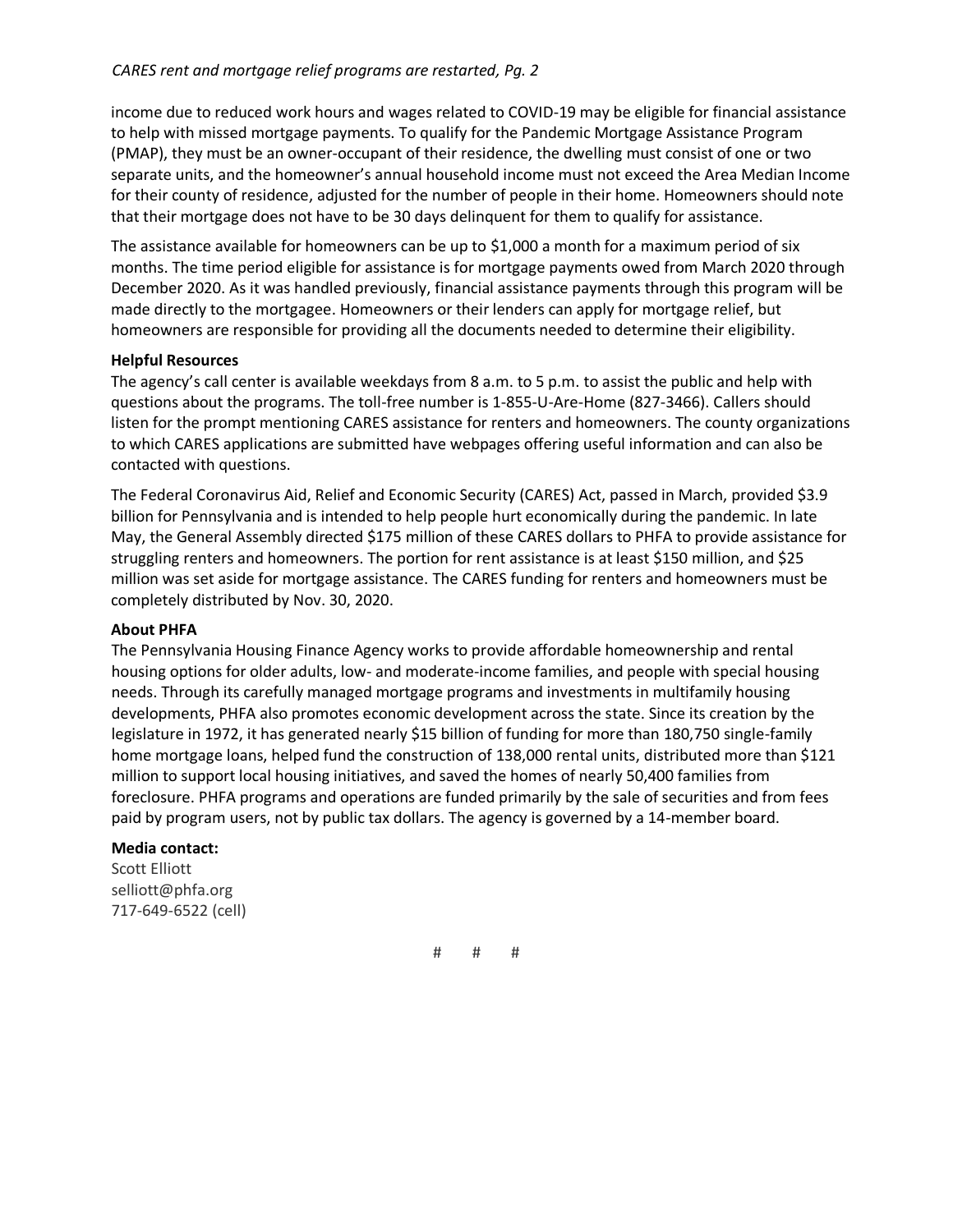income due to reduced work hours and wages related to COVID-19 may be eligible for financial assistance to help with missed mortgage payments. To qualify for the Pandemic Mortgage Assistance Program (PMAP), they must be an owner-occupant of their residence, the dwelling must consist of one or two separate units, and the homeowner's annual household income must not exceed the Area Median Income for their county of residence, adjusted for the number of people in their home. Homeowners should note that their mortgage does not have to be 30 days delinquent for them to qualify for assistance.

The assistance available for homeowners can be up to $1,000 a month for a maximum period of six months. The time period eligible for assistance is for mortgage payments owed from March 2020 through December 2020. As it was handled previously, financial assistance payments through this program will be made directly to the mortgagee. Homeowners or their lenders can apply for mortgage relief, but homeowners are responsible for providing all the documents needed to determine their eligibility.

**Helpful Resources**

The agency's call center is available weekdays from 8 a.m. to 5 p.m. to assist the public and help with questions about the programs. The toll-free number is 1-855-U-Are-Home (827-3466). Callers should listen for the prompt mentioning CARES assistance for renters and homeowners. The county organizations to which CARES applications are submitted have webpages offering useful information and can also be contacted with questions.

The Federal Coronavirus Aid, Relief and Economic Security (CARES) Act, passed in March, provided $3.9 billion for Pennsylvania and is intended to help people hurt economically during the pandemic. In late May, the General Assembly directed $175 million of these CARES dollars to PHFA to provide assistance for struggling renters and homeowners. The portion for rent assistance is at least $150 million, and $25 million was set aside for mortgage assistance. The CARES funding for renters and homeowners must be completely distributed by Nov. 30, 2020.

**About PHFA**

The Pennsylvania Housing Finance Agency works to provide affordable homeownership and rental housing options for older adults, low- and moderate-income families, and people with special housing needs. Through its carefully managed mortgage programs and investments in multifamily housing developments, PHFA also promotes economic development across the state. Since its creation by the legislature in 1972, it has generated nearly $15 billion of funding for more than 180,750 single-family home mortgage loans, helped fund the construction of 138,000 rental units, distributed more than $121 million to support local housing initiatives, and saved the homes of nearly 50,400 families from foreclosure. PHFA programs and operations are funded primarily by the sale of securities and from fees paid by program users, not by public tax dollars. The agency is governed by a 14-member board.

**Media contact:**
Scott Elliott
selliott@phfa.org
717-649-6522 (cell)

# # #